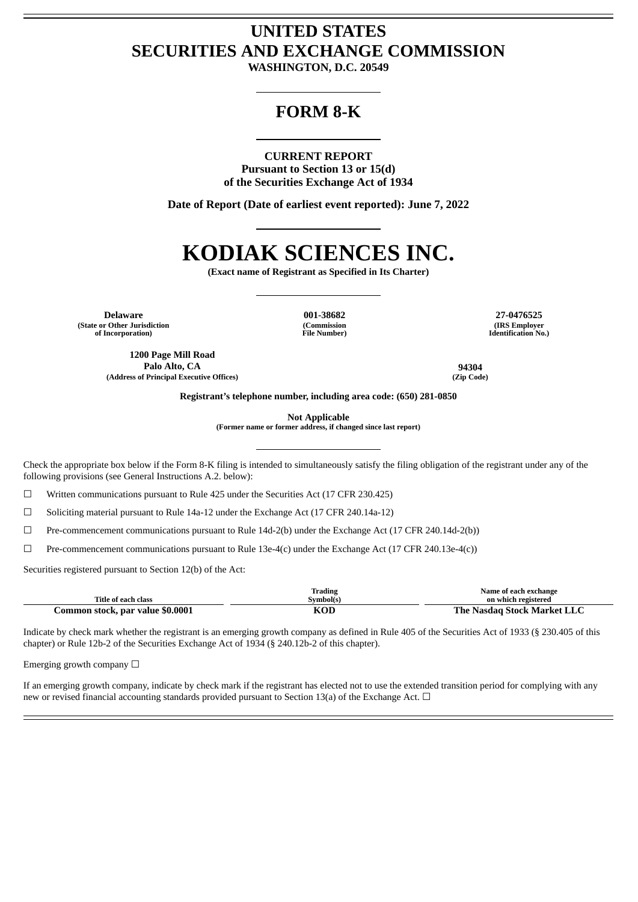# UNITED STATES
# SECURITIES AND EXCHANGE COMMISSION

**WASHINGTON, D.C. 20549**

---

## FORM 8-K

---

**CURRENT REPORT**
**Pursuant to Section 13 or 15(d)**
**of the Securities Exchange Act of 1934**

**Date of Report (Date of earliest event reported): June 7, 2022**

---

# KODIAK SCIENCES INC.

**(Exact name of Registrant as Specified in Its Charter)**

---

| Delaware | 001-38682 | 27-0476525 |
|---|---|---|
| (State or Other Jurisdiction of Incorporation) | (Commission File Number) | (IRS Employer Identification No.) |

| 1200 Page Mill Road Palo Alto, CA | 94304 |
|---|---|
| (Address of Principal Executive Offices) | (Zip Code) |

**Registrant's telephone number, including area code: (650) 281-0850**

**Not Applicable**
**(Former name or former address, if changed since last report)**

---

Check the appropriate box below if the Form 8-K filing is intended to simultaneously satisfy the filing obligation of the registrant under any of the following provisions (see General Instructions A.2. below):

☐ Written communications pursuant to Rule 425 under the Securities Act (17 CFR 230.425)

☐ Soliciting material pursuant to Rule 14a-12 under the Exchange Act (17 CFR 240.14a-12)

☐ Pre-commencement communications pursuant to Rule 14d-2(b) under the Exchange Act (17 CFR 240.14d-2(b))

☐ Pre-commencement communications pursuant to Rule 13e-4(c) under the Exchange Act (17 CFR 240.13e-4(c))

Securities registered pursuant to Section 12(b) of the Act:

| Title of each class | Trading Symbol(s) | Name of each exchange on which registered |
|---|---|---|
| **Common stock, par value $0.0001** | **KOD** | **The Nasdaq Stock Market LLC** |

Indicate by check mark whether the registrant is an emerging growth company as defined in Rule 405 of the Securities Act of 1933 (§ 230.405 of this chapter) or Rule 12b-2 of the Securities Exchange Act of 1934 (§ 240.12b-2 of this chapter).

Emerging growth company ☐

If an emerging growth company, indicate by check mark if the registrant has elected not to use the extended transition period for complying with any new or revised financial accounting standards provided pursuant to Section 13(a) of the Exchange Act. ☐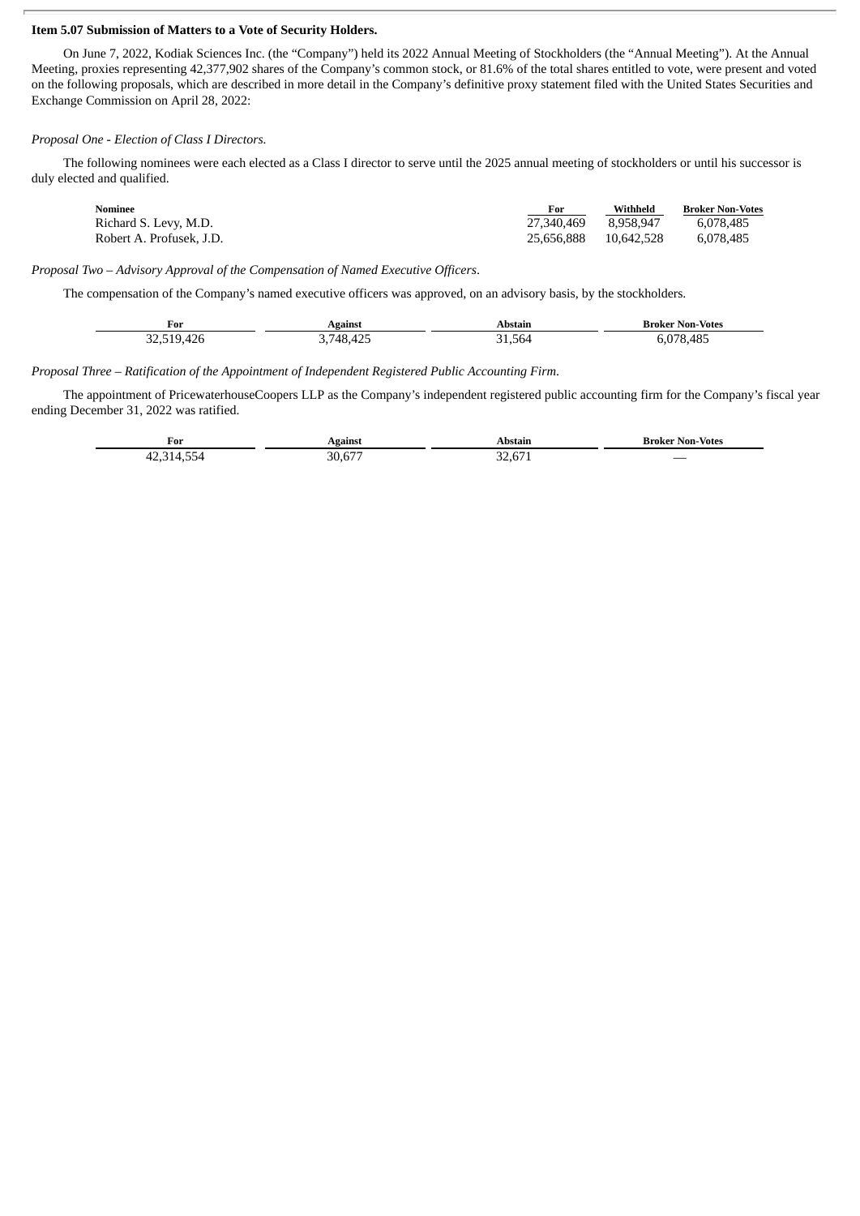**Item 5.07 Submission of Matters to a Vote of Security Holders.**

On June 7, 2022, Kodiak Sciences Inc. (the "Company") held its 2022 Annual Meeting of Stockholders (the "Annual Meeting"). At the Annual Meeting, proxies representing 42,377,902 shares of the Company's common stock, or 81.6% of the total shares entitled to vote, were present and voted on the following proposals, which are described in more detail in the Company's definitive proxy statement filed with the United States Securities and Exchange Commission on April 28, 2022:

*Proposal One - Election of Class I Directors.*

The following nominees were each elected as a Class I director to serve until the 2025 annual meeting of stockholders or until his successor is duly elected and qualified.

| Nominee | For | Withheld | Broker Non-Votes |
|---|---|---|---|
| Richard S. Levy, M.D. | 27,340,469 | 8,958,947 | 6,078,485 |
| Robert A. Profusek, J.D. | 25,656,888 | 10,642,528 | 6,078,485 |

*Proposal Two – Advisory Approval of the Compensation of Named Executive Officers*.

The compensation of the Company's named executive officers was approved, on an advisory basis, by the stockholders.

| For | Against | Abstain | Broker Non-Votes |
|---|---|---|---|
| 32,519,426 | 3,748,425 | 31,564 | 6,078,485 |

*Proposal Three – Ratification of the Appointment of Independent Registered Public Accounting Firm*.

The appointment of PricewaterhouseCoopers LLP as the Company's independent registered public accounting firm for the Company's fiscal year ending December 31, 2022 was ratified.

| For | Against | Abstain | Broker Non-Votes |
|---|---|---|---|
| 42,314,554 | 30,677 | 32,671 | — |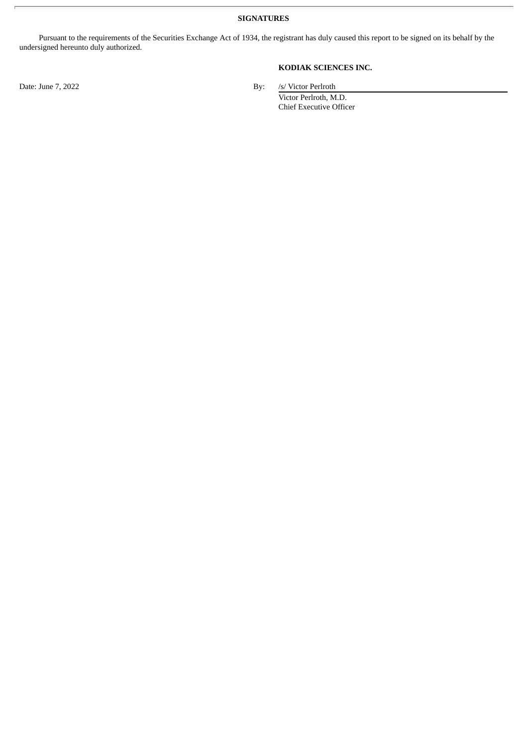**SIGNATURES**

Pursuant to the requirements of the Securities Exchange Act of 1934, the registrant has duly caused this report to be signed on its behalf by the undersigned hereunto duly authorized.

**KODIAK SCIENCES INC.**

Date: June 7, 2022

By: /s/ Victor Perlroth

Victor Perlroth, M.D.
Chief Executive Officer